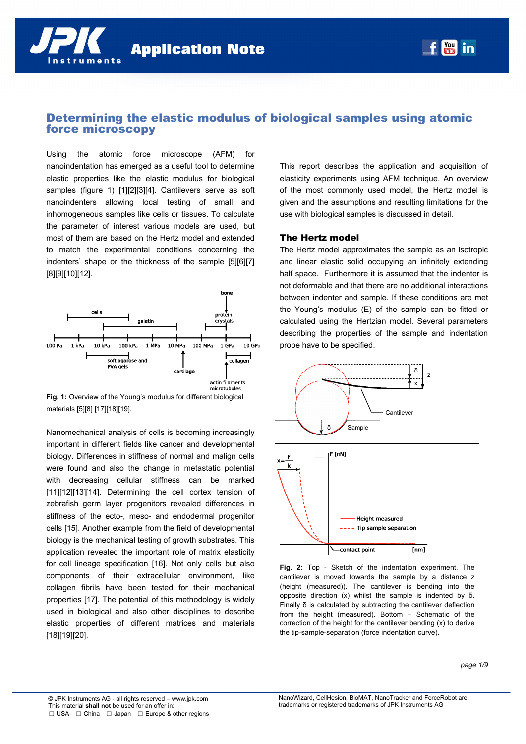# Determining the elastic modulus of biological samples using atomic force microscopy

Using the atomic force microscope (AFM) for nanoindentation has emerged as a useful tool to determine elastic properties like the elastic modulus for biological samples (figure 1) [1][2][3][4]. Cantilevers serve as soft nanoindenters allowing local testing of small and inhomogeneous samples like cells or tissues. To calculate the parameter of interest various models are used, but most of them are based on the Hertz model and extended to match the experimental conditions concerning the indenters' shape or the thickness of the sample [5][6][7][8][9][10][12].

**Fig. 1:** Overview of the Young's modulus for different biological materials [5][8] [17][18][19].

Nanomechanical analysis of cells is becoming increasingly important in different fields like cancer and developmental biology. Differences in stiffness of normal and malign cells were found and also the change in metastatic potential with decreasing cellular stiffness can be marked [11][12][13][14]. Determining the cell cortex tension of zebrafish germ layer progenitors revealed differences in stiffness of the ecto-, meso- and endodermal progenitor cells [15]. Another example from the field of developmental biology is the mechanical testing of growth substrates. This application revealed the important role of matrix elasticity for cell lineage specification [16]. Not only cells but also components of their extracellular environment, like collagen fibrils have been tested for their mechanical properties [17]. The potential of this methodology is widely used in biological and also other disciplines to describe elastic properties of different matrices and materials [18][19][20].

This report describes the application and acquisition of elasticity experiments using AFM technique. An overview of the most commonly used model, the Hertz model is given and the assumptions and resulting limitations for the use with biological samples is discussed in detail.

## The Hertz model

The Hertz model approximates the sample as an isotropic and linear elastic solid occupying an infinitely extending half space. Furthermore it is assumed that the indenter is not deformable and that there are no additional interactions between indenter and sample. If these conditions are met the Young's modulus (E) of the sample can be fitted or calculated using the Hertzian model. Several parameters describing the properties of the sample and indentation probe have to be specified.

**Fig. 2:** Top - Sketch of the indentation experiment. The cantilever is moved towards the sample by a distance z (height (measured)). The cantilever is bending into the opposite direction (x) whilst the sample is indented by δ. Finally δ is calculated by subtracting the cantilever deflection from the height (measured). Bottom – Schematic of the correction of the height for the cantilever bending (x) to derive the tip-sample-separation (force indentation curve).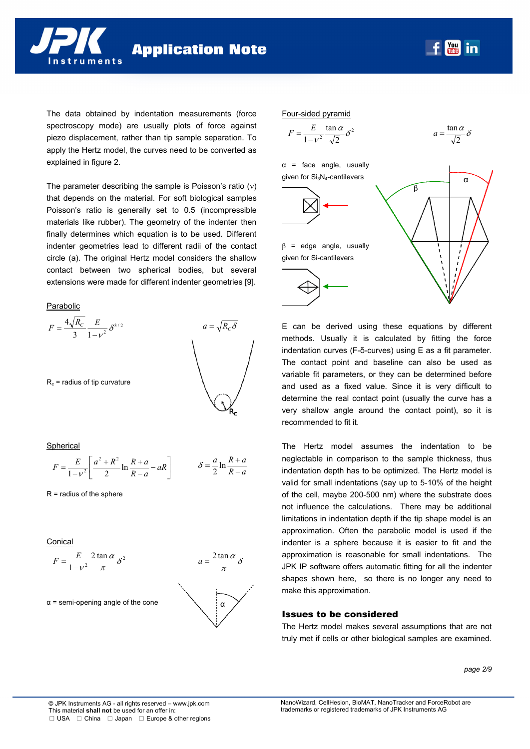The data obtained by indentation measurements (force spectroscopy mode) are usually plots of force against piezo displacement, rather than tip sample separation. To apply the Hertz model, the curves need to be converted as explained in figure 2.

The parameter describing the sample is Poisson's ratio ($\nu$) that depends on the material. For soft biological samples Poisson's ratio is generally set to 0.5 (incompressible materials like rubber). The geometry of the indenter then finally determines which equation is to be used. Different indenter geometries lead to different radii of the contact circle (a). The original Hertz model considers the shallow contact between two spherical bodies, but several extensions were made for different indenter geometries [9].

Parabolic

$$F = \frac{4\sqrt{R_C}}{3}\frac{E}{1-\nu^2}\delta^{3/2} \qquad a = \sqrt{R_C\delta}$$

$R_c$ = radius of tip curvature

Spherical

$$F = \frac{E}{1-\nu^2}\left[\frac{a^2+R^2}{2}\ln\frac{R+a}{R-a} - aR\right] \qquad \delta = \frac{a}{2}\ln\frac{R+a}{R-a}$$

R = radius of the sphere

Conical

$$F = \frac{E}{1-\nu^2}\frac{2\tan\alpha}{\pi}\delta^2 \qquad a = \frac{2\tan\alpha}{\pi}\delta$$

$\alpha$ = semi-opening angle of the cone

Four-sided pyramid

$$F = \frac{E}{1-\nu^2}\frac{\tan\alpha}{\sqrt{2}}\delta^2 \qquad a = \frac{\tan\alpha}{\sqrt{2}}\delta$$

$\alpha$ = face angle, usually given for $Si_3N_4$-cantilevers

$\beta$ = edge angle, usually given for Si-cantilevers

E can be derived using these equations by different methods. Usually it is calculated by fitting the force indentation curves (F-δ-curves) using E as a fit parameter. The contact point and baseline can also be used as variable fit parameters, or they can be determined before and used as a fixed value. Since it is very difficult to determine the real contact point (usually the curve has a very shallow angle around the contact point), so it is recommended to fit it.

The Hertz model assumes the indentation to be neglectable in comparison to the sample thickness, thus indentation depth has to be optimized. The Hertz model is valid for small indentations (say up to 5-10% of the height of the cell, maybe 200-500 nm) where the substrate does not influence the calculations. There may be additional limitations in indentation depth if the tip shape model is an approximation. Often the parabolic model is used if the indenter is a sphere because it is easier to fit and the approximation is reasonable for small indentations. The JPK IP software offers automatic fitting for all the indenter shapes shown here, so there is no longer any need to make this approximation.

## Issues to be considered

The Hertz model makes several assumptions that are not truly met if cells or other biological samples are examined.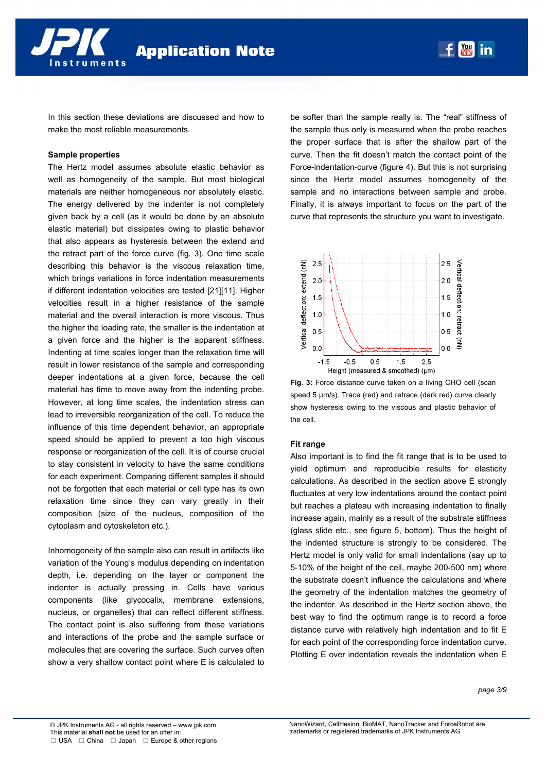In this section these deviations are discussed and how to make the most reliable measurements.

### Sample properties

The Hertz model assumes absolute elastic behavior as well as homogeneity of the sample. But most biological materials are neither homogeneous nor absolutely elastic. The energy delivered by the indenter is not completely given back by a cell (as it would be done by an absolute elastic material) but dissipates owing to plastic behavior that also appears as hysteresis between the extend and the retract part of the force curve (fig. 3). One time scale describing this behavior is the viscous relaxation time, which brings variations in force indentation measurements if different indentation velocities are tested [21][11]. Higher velocities result in a higher resistance of the sample material and the overall interaction is more viscous. Thus the higher the loading rate, the smaller is the indentation at a given force and the higher is the apparent stiffness. Indenting at time scales longer than the relaxation time will result in lower resistance of the sample and corresponding deeper indentations at a given force, because the cell material has time to move away from the indenting probe. However, at long time scales, the indentation stress can lead to irreversible reorganization of the cell. To reduce the influence of this time dependent behavior, an appropriate speed should be applied to prevent a too high viscous response or reorganization of the cell. It is of course crucial to stay consistent in velocity to have the same conditions for each experiment. Comparing different samples it should not be forgotten that each material or cell type has its own relaxation time since they can vary greatly in their composition (size of the nucleus, composition of the cytoplasm and cytoskeleton etc.).

Inhomogeneity of the sample also can result in artifacts like variation of the Young's modulus depending on indentation depth, i.e. depending on the layer or component the indenter is actually pressing in. Cells have various components (like glycocalix, membrane extensions, nucleus, or organelles) that can reflect different stiffness. The contact point is also suffering from these variations and interactions of the probe and the sample surface or molecules that are covering the surface. Such curves often show a very shallow contact point where E is calculated to be softer than the sample really is. The "real" stiffness of the sample thus only is measured when the probe reaches the proper surface that is after the shallow part of the curve. Then the fit doesn't match the contact point of the Force-indentation-curve (figure 4). But this is not surprising since the Hertz model assumes homogeneity of the sample and no interactions between sample and probe. Finally, it is always important to focus on the part of the curve that represents the structure you want to investigate.

**Fig. 3:** Force distance curve taken on a living CHO cell (scan speed 5 µm/s). Trace (red) and retrace (dark red) curve clearly show hysteresis owing to the viscous and plastic behavior of the cell.

### Fit range

Also important is to find the fit range that is to be used to yield optimum and reproducible results for elasticity calculations. As described in the section above E strongly fluctuates at very low indentations around the contact point but reaches a plateau with increasing indentation to finally increase again, mainly as a result of the substrate stiffness (glass slide etc., see figure 5, bottom). Thus the height of the indented structure is strongly to be considered. The Hertz model is only valid for small indentations (say up to 5-10% of the height of the cell, maybe 200-500 nm) where the substrate doesn't influence the calculations and where the geometry of the indentation matches the geometry of the indenter. As described in the Hertz section above, the best way to find the optimum range is to record a force distance curve with relatively high indentation and to fit E for each point of the corresponding force indentation curve. Plotting E over indentation reveals the indentation when E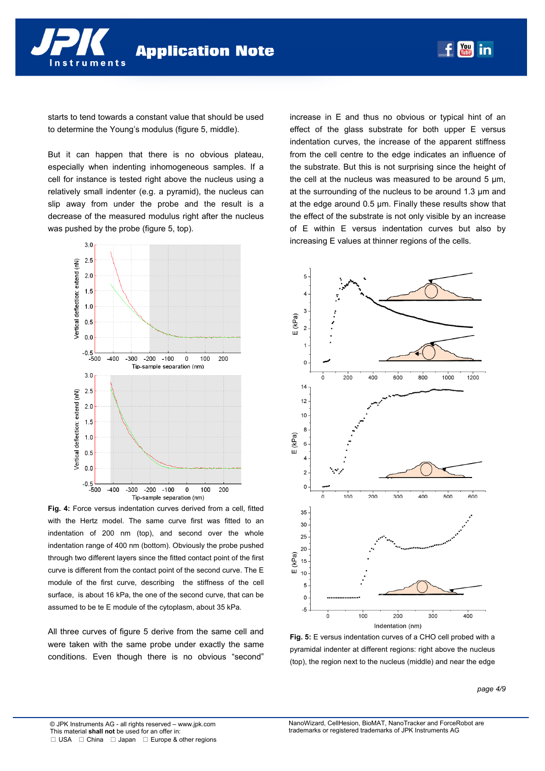starts to tend towards a constant value that should be used to determine the Young's modulus (figure 5, middle).

But it can happen that there is no obvious plateau, especially when indenting inhomogeneous samples. If a cell for instance is tested right above the nucleus using a relatively small indenter (e.g. a pyramid), the nucleus can slip away from under the probe and the result is a decrease of the measured modulus right after the nucleus was pushed by the probe (figure 5, top).

**Fig. 4:** Force versus indentation curves derived from a cell, fitted with the Hertz model. The same curve first was fitted to an indentation of 200 nm (top), and second over the whole indentation range of 400 nm (bottom). Obviously the probe pushed through two different layers since the fitted contact point of the first curve is different from the contact point of the second curve. The E module of the first curve, describing the stiffness of the cell surface, is about 16 kPa, the one of the second curve, that can be assumed to be te E module of the cytoplasm, about 35 kPa.

All three curves of figure 5 derive from the same cell and were taken with the same probe under exactly the same conditions. Even though there is no obvious "second" increase in E and thus no obvious or typical hint of an effect of the glass substrate for both upper E versus indentation curves, the increase of the apparent stiffness from the cell centre to the edge indicates an influence of the substrate. But this is not surprising since the height of the cell at the nucleus was measured to be around 5 µm, at the surrounding of the nucleus to be around 1.3 µm and at the edge around 0.5 µm. Finally these results show that the effect of the substrate is not only visible by an increase of E within E versus indentation curves but also by increasing E values at thinner regions of the cells.

**Fig. 5:** E versus indentation curves of a CHO cell probed with a pyramidal indenter at different regions: right above the nucleus (top), the region next to the nucleus (middle) and near the edge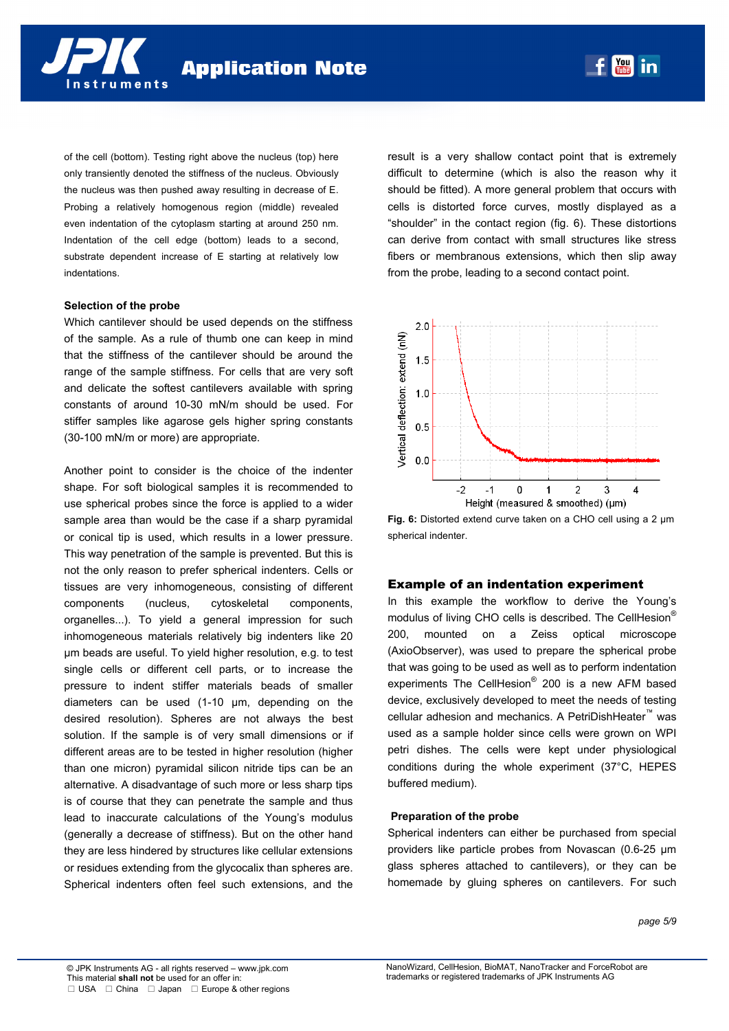of the cell (bottom). Testing right above the nucleus (top) here only transiently denoted the stiffness of the nucleus. Obviously the nucleus was then pushed away resulting in decrease of E. Probing a relatively homogenous region (middle) revealed even indentation of the cytoplasm starting at around 250 nm. Indentation of the cell edge (bottom) leads to a second, substrate dependent increase of E starting at relatively low indentations.

**Selection of the probe**

Which cantilever should be used depends on the stiffness of the sample. As a rule of thumb one can keep in mind that the stiffness of the cantilever should be around the range of the sample stiffness. For cells that are very soft and delicate the softest cantilevers available with spring constants of around 10-30 mN/m should be used. For stiffer samples like agarose gels higher spring constants (30-100 mN/m or more) are appropriate.

Another point to consider is the choice of the indenter shape. For soft biological samples it is recommended to use spherical probes since the force is applied to a wider sample area than would be the case if a sharp pyramidal or conical tip is used, which results in a lower pressure. This way penetration of the sample is prevented. But this is not the only reason to prefer spherical indenters. Cells or tissues are very inhomogeneous, consisting of different components (nucleus, cytoskeletal components, organelles...). To yield a general impression for such inhomogeneous materials relatively big indenters like 20 µm beads are useful. To yield higher resolution, e.g. to test single cells or different cell parts, or to increase the pressure to indent stiffer materials beads of smaller diameters can be used (1-10 µm, depending on the desired resolution). Spheres are not always the best solution. If the sample is of very small dimensions or if different areas are to be tested in higher resolution (higher than one micron) pyramidal silicon nitride tips can be an alternative. A disadvantage of such more or less sharp tips is of course that they can penetrate the sample and thus lead to inaccurate calculations of the Young's modulus (generally a decrease of stiffness). But on the other hand they are less hindered by structures like cellular extensions or residues extending from the glycocalix than spheres are. Spherical indenters often feel such extensions, and the result is a very shallow contact point that is extremely difficult to determine (which is also the reason why it should be fitted). A more general problem that occurs with cells is distorted force curves, mostly displayed as a "shoulder" in the contact region (fig. 6). These distortions can derive from contact with small structures like stress fibers or membranous extensions, which then slip away from the probe, leading to a second contact point.

**Fig. 6:** Distorted extend curve taken on a CHO cell using a 2 µm spherical indenter.

## Example of an indentation experiment

In this example the workflow to derive the Young's modulus of living CHO cells is described. The CellHesion® 200, mounted on a Zeiss optical microscope (AxioObserver), was used to prepare the spherical probe that was going to be used as well as to perform indentation experiments The CellHesion® 200 is a new AFM based device, exclusively developed to meet the needs of testing cellular adhesion and mechanics. A PetriDishHeater™ was used as a sample holder since cells were grown on WPI petri dishes. The cells were kept under physiological conditions during the whole experiment (37°C, HEPES buffered medium).

**Preparation of the probe**

Spherical indenters can either be purchased from special providers like particle probes from Novascan (0.6-25 µm glass spheres attached to cantilevers), or they can be homemade by gluing spheres on cantilevers. For such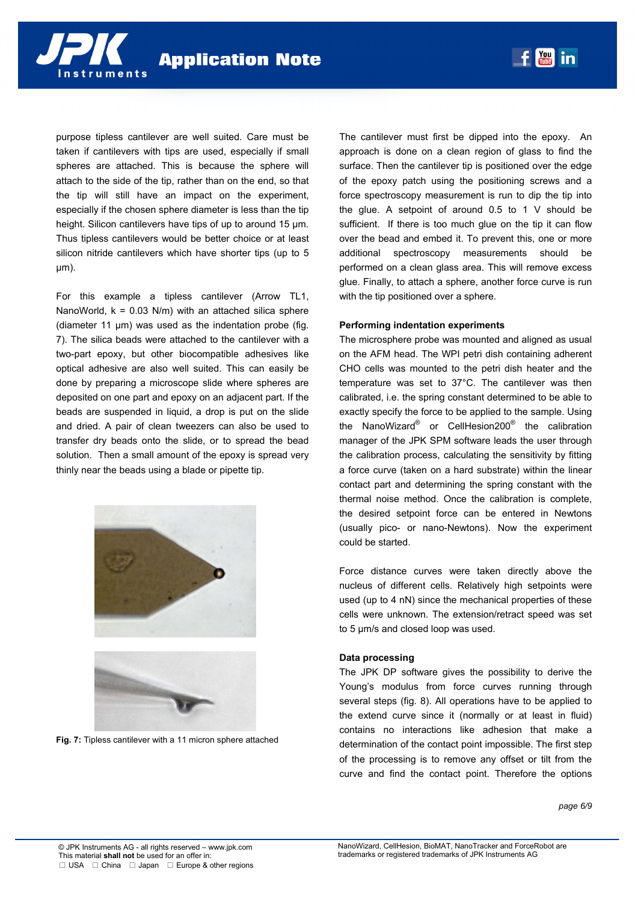purpose tipless cantilever are well suited. Care must be taken if cantilevers with tips are used, especially if small spheres are attached. This is because the sphere will attach to the side of the tip, rather than on the end, so that the tip will still have an impact on the experiment, especially if the chosen sphere diameter is less than the tip height. Silicon cantilevers have tips of up to around 15 µm. Thus tipless cantilevers would be better choice or at least silicon nitride cantilevers which have shorter tips (up to 5 µm).

For this example a tipless cantilever (Arrow TL1, NanoWorld, k = 0.03 N/m) with an attached silica sphere (diameter 11 µm) was used as the indentation probe (fig. 7). The silica beads were attached to the cantilever with a two-part epoxy, but other biocompatible adhesives like optical adhesive are also well suited. This can easily be done by preparing a microscope slide where spheres are deposited on one part and epoxy on an adjacent part. If the beads are suspended in liquid, a drop is put on the slide and dried. A pair of clean tweezers can also be used to transfer dry beads onto the slide, or to spread the bead solution. Then a small amount of the epoxy is spread very thinly near the beads using a blade or pipette tip.

**Fig. 7:** Tipless cantilever with a 11 micron sphere attached

The cantilever must first be dipped into the epoxy. An approach is done on a clean region of glass to find the surface. Then the cantilever tip is positioned over the edge of the epoxy patch using the positioning screws and a force spectroscopy measurement is run to dip the tip into the glue. A setpoint of around 0.5 to 1 V should be sufficient. If there is too much glue on the tip it can flow over the bead and embed it. To prevent this, one or more additional spectroscopy measurements should be performed on a clean glass area. This will remove excess glue. Finally, to attach a sphere, another force curve is run with the tip positioned over a sphere.

**Performing indentation experiments**

The microsphere probe was mounted and aligned as usual on the AFM head. The WPI petri dish containing adherent CHO cells was mounted to the petri dish heater and the temperature was set to 37°C. The cantilever was then calibrated, i.e. the spring constant determined to be able to exactly specify the force to be applied to the sample. Using the NanoWizard® or CellHesion200® the calibration manager of the JPK SPM software leads the user through the calibration process, calculating the sensitivity by fitting a force curve (taken on a hard substrate) within the linear contact part and determining the spring constant with the thermal noise method. Once the calibration is complete, the desired setpoint force can be entered in Newtons (usually pico- or nano-Newtons). Now the experiment could be started.

Force distance curves were taken directly above the nucleus of different cells. Relatively high setpoints were used (up to 4 nN) since the mechanical properties of these cells were unknown. The extension/retract speed was set to 5 µm/s and closed loop was used.

**Data processing**

The JPK DP software gives the possibility to derive the Young's modulus from force curves running through several steps (fig. 8). All operations have to be applied to the extend curve since it (normally or at least in fluid) contains no interactions like adhesion that make a determination of the contact point impossible. The first step of the processing is to remove any offset or tilt from the curve and find the contact point. Therefore the options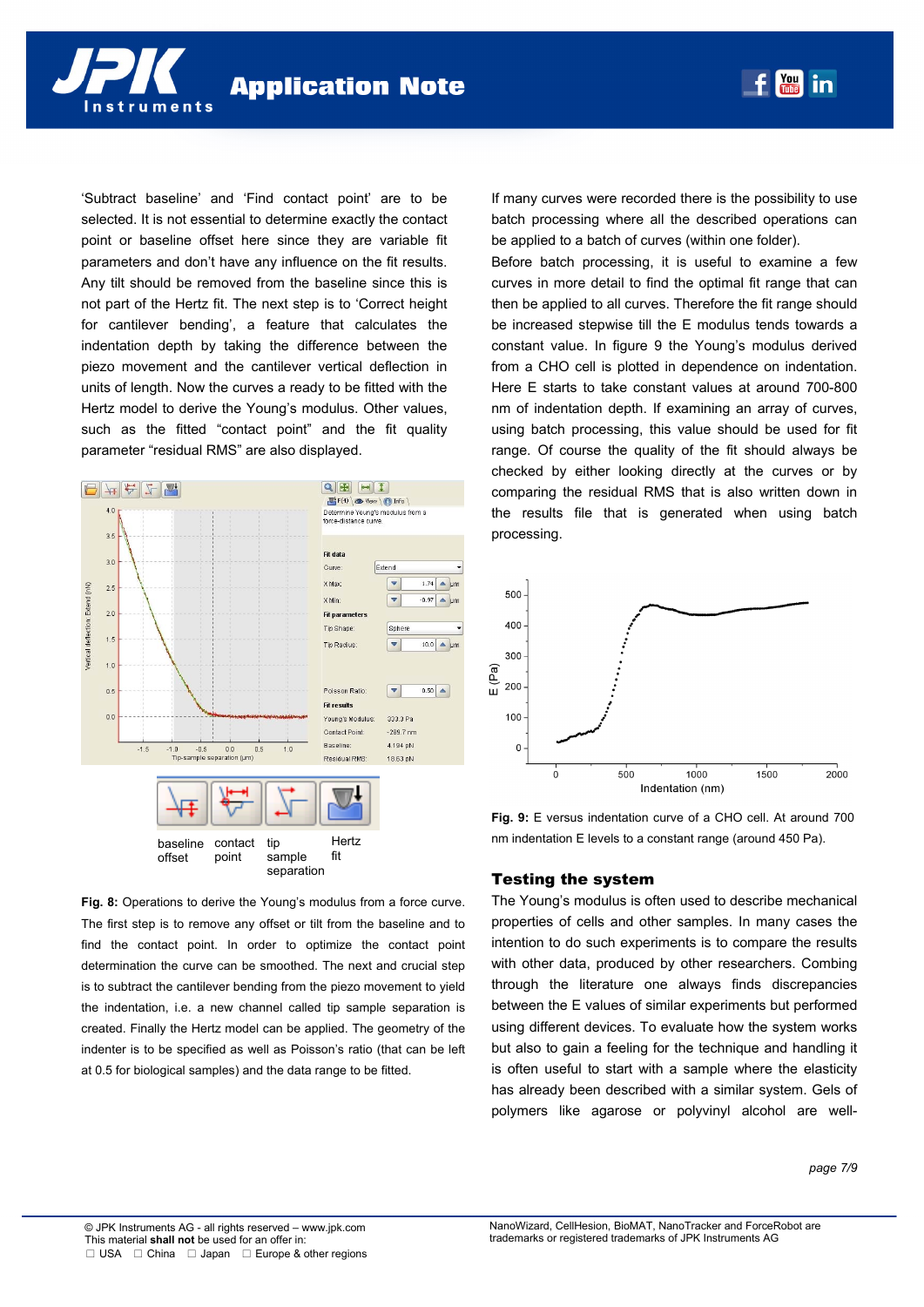'Subtract baseline' and 'Find contact point' are to be selected. It is not essential to determine exactly the contact point or baseline offset here since they are variable fit parameters and don't have any influence on the fit results. Any tilt should be removed from the baseline since this is not part of the Hertz fit. The next step is to 'Correct height for cantilever bending', a feature that calculates the indentation depth by taking the difference between the piezo movement and the cantilever vertical deflection in units of length. Now the curves a ready to be fitted with the Hertz model to derive the Young's modulus. Other values, such as the fitted "contact point" and the fit quality parameter "residual RMS" are also displayed.

baseline offset | contact point | tip sample separation | Hertz fit

**Fig. 8:** Operations to derive the Young's modulus from a force curve. The first step is to remove any offset or tilt from the baseline and to find the contact point. In order to optimize the contact point determination the curve can be smoothed. The next and crucial step is to subtract the cantilever bending from the piezo movement to yield the indentation, i.e. a new channel called tip sample separation is created. Finally the Hertz model can be applied. The geometry of the indenter is to be specified as well as Poisson's ratio (that can be left at 0.5 for biological samples) and the data range to be fitted.

If many curves were recorded there is the possibility to use batch processing where all the described operations can be applied to a batch of curves (within one folder).

Before batch processing, it is useful to examine a few curves in more detail to find the optimal fit range that can then be applied to all curves. Therefore the fit range should be increased stepwise till the E modulus tends towards a constant value. In figure 9 the Young's modulus derived from a CHO cell is plotted in dependence on indentation. Here E starts to take constant values at around 700-800 nm of indentation depth. If examining an array of curves, using batch processing, this value should be used for fit range. Of course the quality of the fit should always be checked by either looking directly at the curves or by comparing the residual RMS that is also written down in the results file that is generated when using batch processing.

**Fig. 9:** E versus indentation curve of a CHO cell. At around 700 nm indentation E levels to a constant range (around 450 Pa).

## Testing the system

The Young's modulus is often used to describe mechanical properties of cells and other samples. In many cases the intention to do such experiments is to compare the results with other data, produced by other researchers. Combing through the literature one always finds discrepancies between the E values of similar experiments but performed using different devices. To evaluate how the system works but also to gain a feeling for the technique and handling it is often useful to start with a sample where the elasticity has already been described with a similar system. Gels of polymers like agarose or polyvinyl alcohol are well-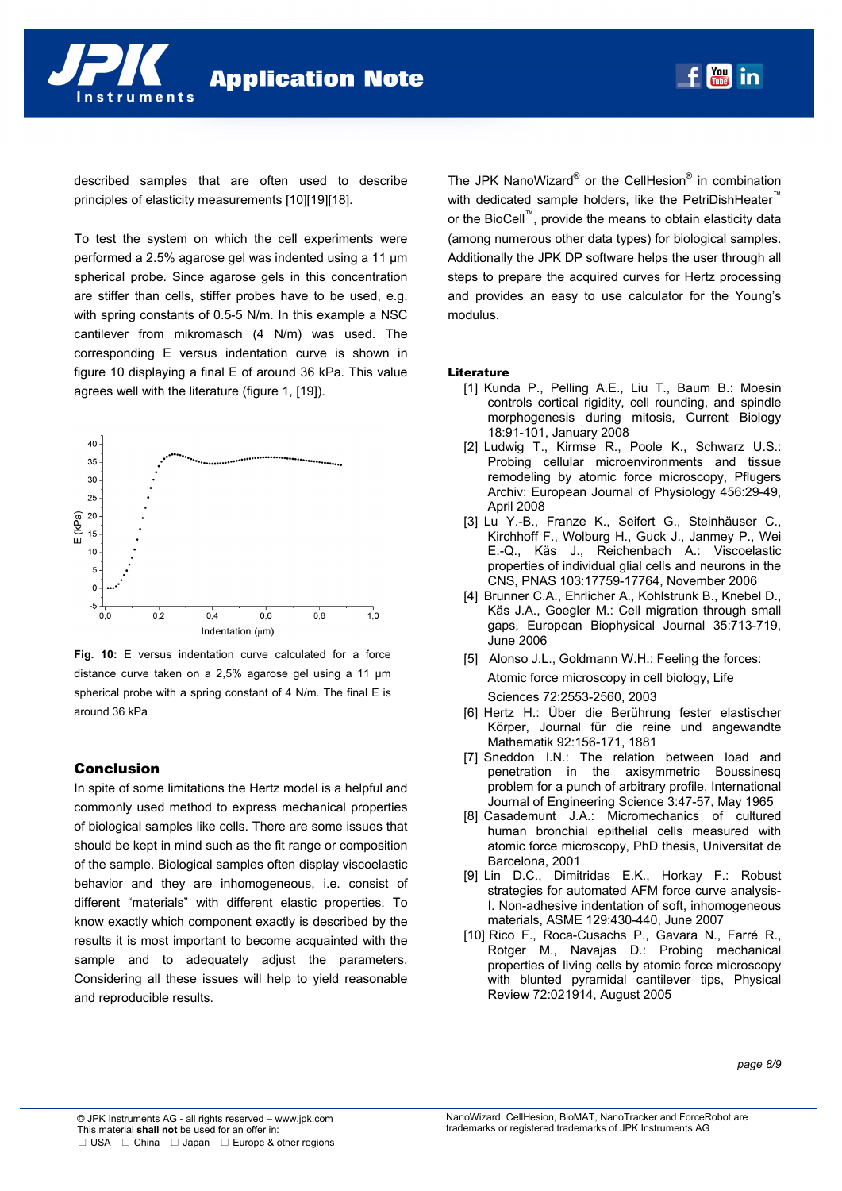described samples that are often used to describe principles of elasticity measurements [10][19][18].

To test the system on which the cell experiments were performed a 2.5% agarose gel was indented using a 11 µm spherical probe. Since agarose gels in this concentration are stiffer than cells, stiffer probes have to be used, e.g. with spring constants of 0.5-5 N/m. In this example a NSC cantilever from mikromasch (4 N/m) was used. The corresponding E versus indentation curve is shown in figure 10 displaying a final E of around 36 kPa. This value agrees well with the literature (figure 1, [19]).

**Fig. 10:** E versus indentation curve calculated for a force distance curve taken on a 2,5% agarose gel using a 11 µm spherical probe with a spring constant of 4 N/m. The final E is around 36 kPa

## Conclusion

In spite of some limitations the Hertz model is a helpful and commonly used method to express mechanical properties of biological samples like cells. There are some issues that should be kept in mind such as the fit range or composition of the sample. Biological samples often display viscoelastic behavior and they are inhomogeneous, i.e. consist of different "materials" with different elastic properties. To know exactly which component exactly is described by the results it is most important to become acquainted with the sample and to adequately adjust the parameters. Considering all these issues will help to yield reasonable and reproducible results.

The JPK NanoWizard® or the CellHesion® in combination with dedicated sample holders, like the PetriDishHeater™ or the BioCell™, provide the means to obtain elasticity data (among numerous other data types) for biological samples. Additionally the JPK DP software helps the user through all steps to prepare the acquired curves for Hertz processing and provides an easy to use calculator for the Young's modulus.

### Literature

[1] Kunda P., Pelling A.E., Liu T., Baum B.: Moesin controls cortical rigidity, cell rounding, and spindle morphogenesis during mitosis, Current Biology 18:91-101, January 2008

[2] Ludwig T., Kirmse R., Poole K., Schwarz U.S.: Probing cellular microenvironments and tissue remodeling by atomic force microscopy, Pflugers Archiv: European Journal of Physiology 456:29-49, April 2008

[3] Lu Y.-B., Franze K., Seifert G., Steinhäuser C., Kirchhoff F., Wolburg H., Guck J., Janmey P., Wei E.-Q., Käs J., Reichenbach A.: Viscoelastic properties of individual glial cells and neurons in the CNS, PNAS 103:17759-17764, November 2006

[4] Brunner C.A., Ehrlicher A., Kohlstrunk B., Knebel D., Käs J.A., Goegler M.: Cell migration through small gaps, European Biophysical Journal 35:713-719, June 2006

[5] Alonso J.L., Goldmann W.H.: Feeling the forces: Atomic force microscopy in cell biology, Life Sciences 72:2553-2560, 2003

[6] Hertz H.: Über die Berührung fester elastischer Körper, Journal für die reine und angewandte Mathematik 92:156-171, 1881

[7] Sneddon I.N.: The relation between load and penetration in the axisymmetric Boussinesq problem for a punch of arbitrary profile, International Journal of Engineering Science 3:47-57, May 1965

[8] Casademunt J.A.: Micromechanics of cultured human bronchial epithelial cells measured with atomic force microscopy, PhD thesis, Universitat de Barcelona, 2001

[9] Lin D.C., Dimitridas E.K., Horkay F.: Robust strategies for automated AFM force curve analysis-I. Non-adhesive indentation of soft, inhomogeneous materials, ASME 129:430-440, June 2007

[10] Rico F., Roca-Cusachs P., Gavara N., Farré R., Rotger M., Navajas D.: Probing mechanical properties of living cells by atomic force microscopy with blunted pyramidal cantilever tips, Physical Review 72:021914, August 2005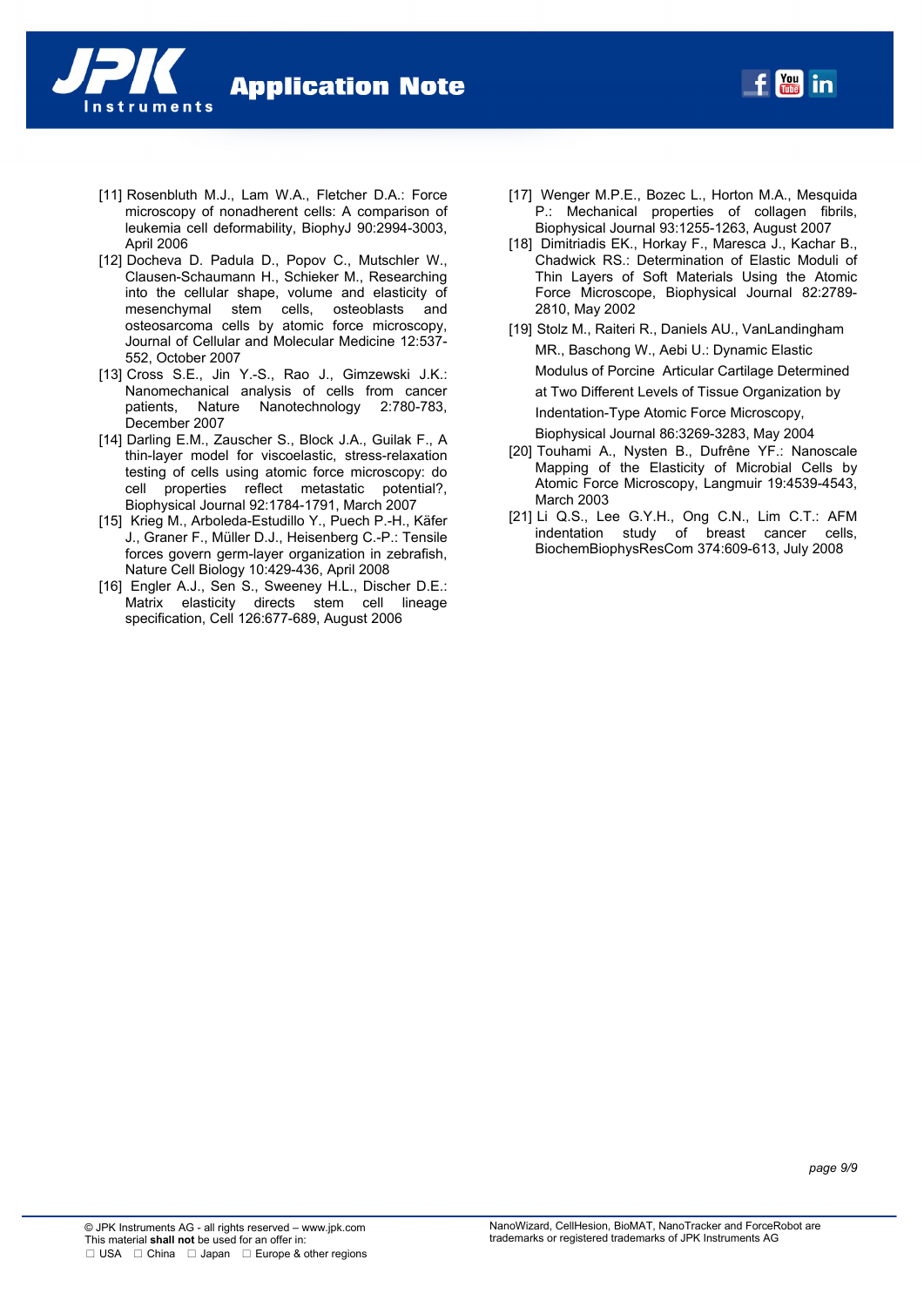[11] Rosenbluth M.J., Lam W.A., Fletcher D.A.: Force microscopy of nonadherent cells: A comparison of leukemia cell deformability, BiophyJ 90:2994-3003, April 2006

[12] Docheva D. Padula D., Popov C., Mutschler W., Clausen-Schaumann H., Schieker M., Researching into the cellular shape, volume and elasticity of mesenchymal stem cells, osteoblasts and osteosarcoma cells by atomic force microscopy, Journal of Cellular and Molecular Medicine 12:537-552, October 2007

[13] Cross S.E., Jin Y.-S., Rao J., Gimzewski J.K.: Nanomechanical analysis of cells from cancer patients, Nature Nanotechnology 2:780-783, December 2007

[14] Darling E.M., Zauscher S., Block J.A., Guilak F., A thin-layer model for viscoelastic, stress-relaxation testing of cells using atomic force microscopy: do cell properties reflect metastatic potential?, Biophysical Journal 92:1784-1791, March 2007

[15] Krieg M., Arboleda-Estudillo Y., Puech P.-H., Käfer J., Graner F., Müller D.J., Heisenberg C.-P.: Tensile forces govern germ-layer organization in zebrafish, Nature Cell Biology 10:429-436, April 2008

[16] Engler A.J., Sen S., Sweeney H.L., Discher D.E.: Matrix elasticity directs stem cell lineage specification, Cell 126:677-689, August 2006

[17] Wenger M.P.E., Bozec L., Horton M.A., Mesquida P.: Mechanical properties of collagen fibrils, Biophysical Journal 93:1255-1263, August 2007

[18] Dimitriadis EK., Horkay F., Maresca J., Kachar B., Chadwick RS.: Determination of Elastic Moduli of Thin Layers of Soft Materials Using the Atomic Force Microscope, Biophysical Journal 82:2789-2810, May 2002

[19] Stolz M., Raiteri R., Daniels AU., VanLandingham MR., Baschong W., Aebi U.: Dynamic Elastic Modulus of Porcine Articular Cartilage Determined at Two Different Levels of Tissue Organization by Indentation-Type Atomic Force Microscopy, Biophysical Journal 86:3269-3283, May 2004

[20] Touhami A., Nysten B., Dufrêne YF.: Nanoscale Mapping of the Elasticity of Microbial Cells by Atomic Force Microscopy, Langmuir 19:4539-4543, March 2003

[21] Li Q.S., Lee G.Y.H., Ong C.N., Lim C.T.: AFM indentation study of breast cancer cells, BiochemBiophysResCom 374:609-613, July 2008